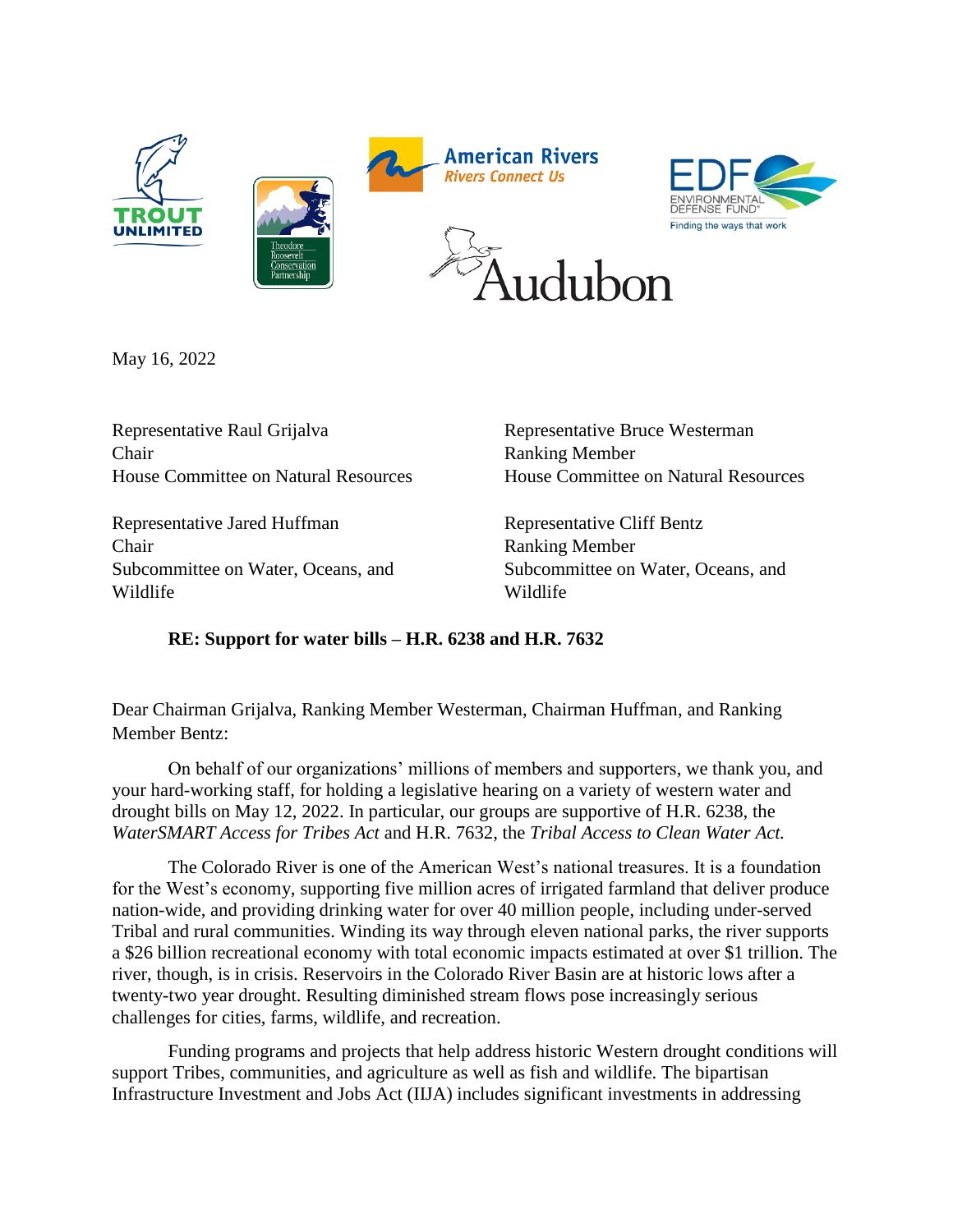May 16, 2022

Representative Raul Grijalva
Chair
House Committee on Natural Resources

Representative Bruce Westerman
Ranking Member
House Committee on Natural Resources

Representative Jared Huffman
Chair
Subcommittee on Water, Oceans, and Wildlife

Representative Cliff Bentz
Ranking Member
Subcommittee on Water, Oceans, and Wildlife

**RE: Support for water bills – H.R. 6238 and H.R. 7632**

Dear Chairman Grijalva, Ranking Member Westerman, Chairman Huffman, and Ranking Member Bentz:

On behalf of our organizations' millions of members and supporters, we thank you, and your hard-working staff, for holding a legislative hearing on a variety of western water and drought bills on May 12, 2022. In particular, our groups are supportive of H.R. 6238, the *WaterSMART Access for Tribes Act* and H.R. 7632, the *Tribal Access to Clean Water Act.*

The Colorado River is one of the American West's national treasures. It is a foundation for the West's economy, supporting five million acres of irrigated farmland that deliver produce nation-wide, and providing drinking water for over 40 million people, including under-served Tribal and rural communities. Winding its way through eleven national parks, the river supports a $26 billion recreational economy with total economic impacts estimated at over $1 trillion. The river, though, is in crisis. Reservoirs in the Colorado River Basin are at historic lows after a twenty-two year drought. Resulting diminished stream flows pose increasingly serious challenges for cities, farms, wildlife, and recreation.

Funding programs and projects that help address historic Western drought conditions will support Tribes, communities, and agriculture as well as fish and wildlife. The bipartisan Infrastructure Investment and Jobs Act (IIJA) includes significant investments in addressing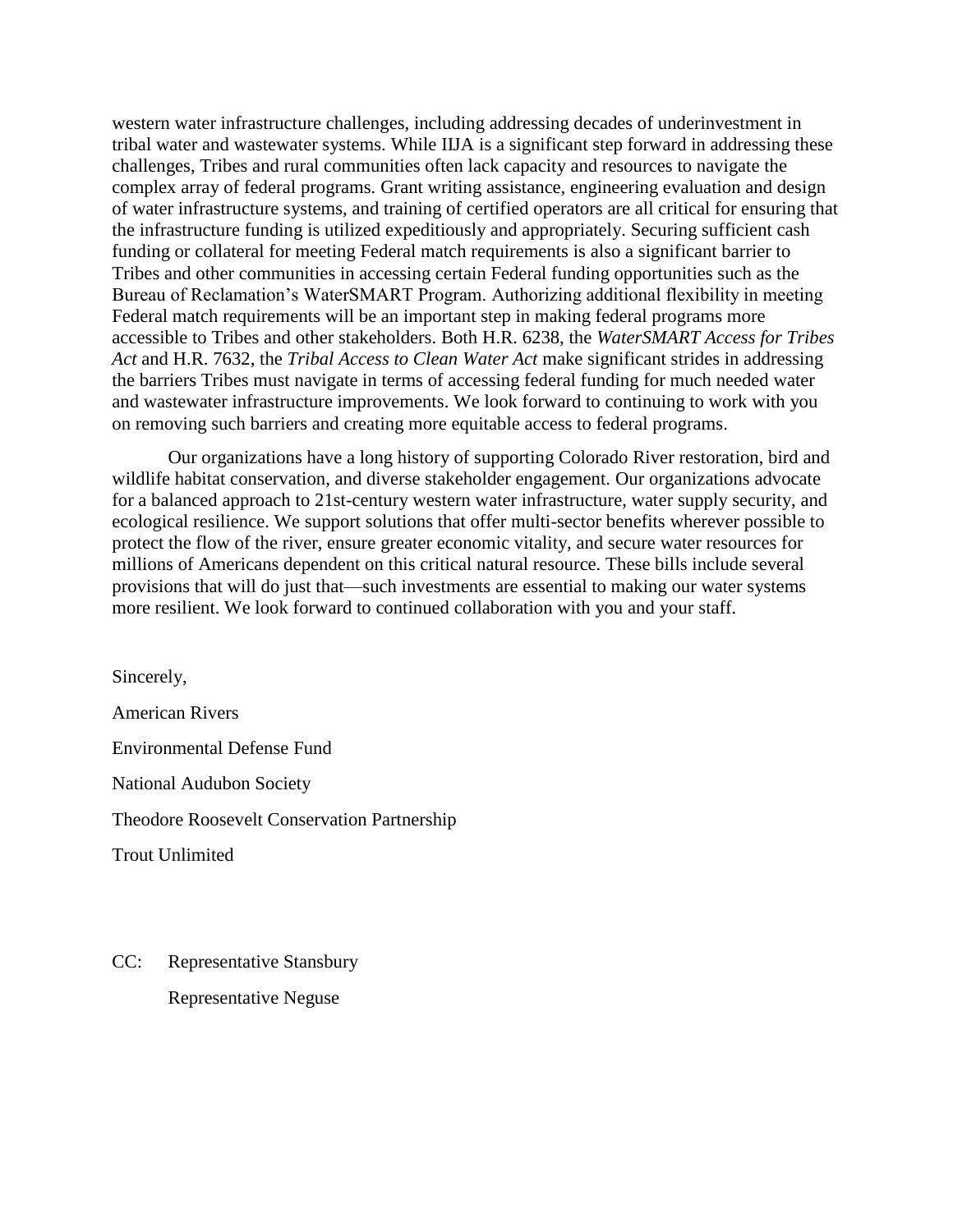western water infrastructure challenges, including addressing decades of underinvestment in tribal water and wastewater systems. While IIJA is a significant step forward in addressing these challenges, Tribes and rural communities often lack capacity and resources to navigate the complex array of federal programs. Grant writing assistance, engineering evaluation and design of water infrastructure systems, and training of certified operators are all critical for ensuring that the infrastructure funding is utilized expeditiously and appropriately. Securing sufficient cash funding or collateral for meeting Federal match requirements is also a significant barrier to Tribes and other communities in accessing certain Federal funding opportunities such as the Bureau of Reclamation's WaterSMART Program. Authorizing additional flexibility in meeting Federal match requirements will be an important step in making federal programs more accessible to Tribes and other stakeholders. Both H.R. 6238, the *WaterSMART Access for Tribes Act* and H.R. 7632, the *Tribal Access to Clean Water Act* make significant strides in addressing the barriers Tribes must navigate in terms of accessing federal funding for much needed water and wastewater infrastructure improvements. We look forward to continuing to work with you on removing such barriers and creating more equitable access to federal programs.

Our organizations have a long history of supporting Colorado River restoration, bird and wildlife habitat conservation, and diverse stakeholder engagement. Our organizations advocate for a balanced approach to 21st-century western water infrastructure, water supply security, and ecological resilience. We support solutions that offer multi-sector benefits wherever possible to protect the flow of the river, ensure greater economic vitality, and secure water resources for millions of Americans dependent on this critical natural resource. These bills include several provisions that will do just that—such investments are essential to making our water systems more resilient. We look forward to continued collaboration with you and your staff.

Sincerely,

American Rivers

Environmental Defense Fund

National Audubon Society

Theodore Roosevelt Conservation Partnership

Trout Unlimited

CC: Representative Stansbury

Representative Neguse